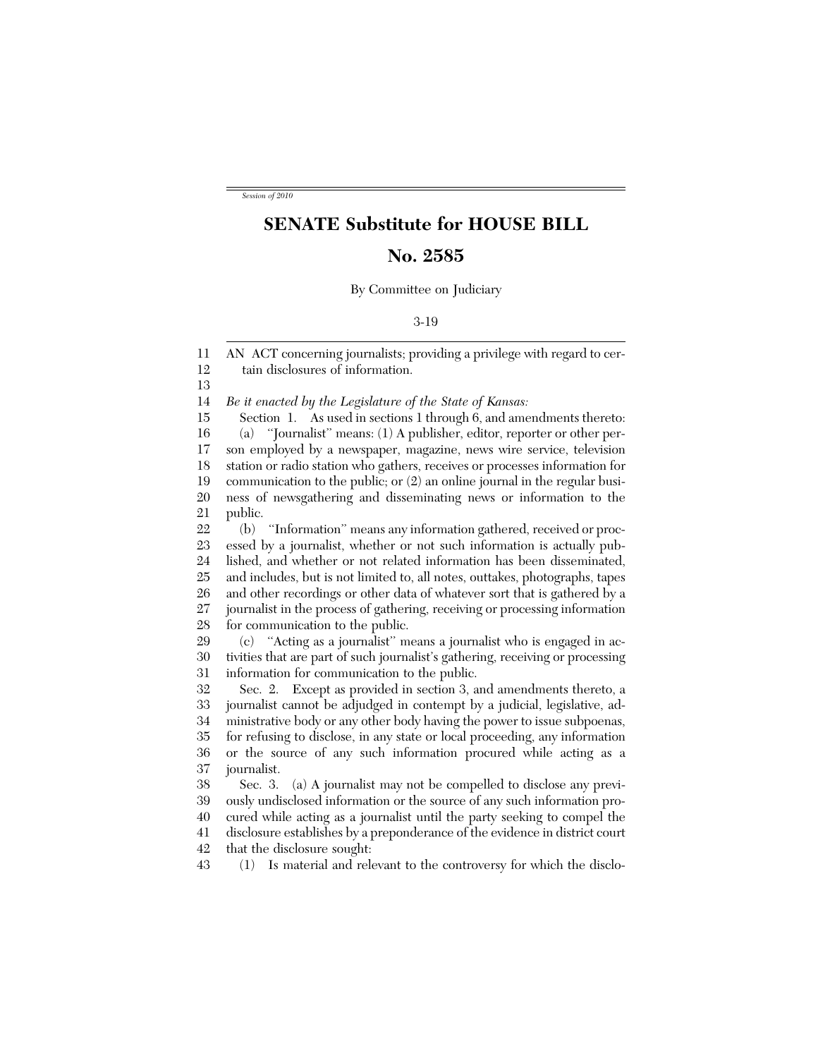*Session of 2010*

# SENATE Substitute for HOUSE BILL No. 2585

By Committee on Judiciary

3-19

AN ACT concerning journalists; providing a privilege with regard to certain disclosures of information.

*Be it enacted by the Legislature of the State of Kansas:*

Section 1. As used in sections 1 through 6, and amendments thereto:

(a) ''Journalist'' means: (1) A publisher, editor, reporter or other person employed by a newspaper, magazine, news wire service, television station or radio station who gathers, receives or processes information for communication to the public; or (2) an online journal in the regular business of newsgathering and disseminating news or information to the public.

(b) ''Information'' means any information gathered, received or processed by a journalist, whether or not such information is actually published, and whether or not related information has been disseminated, and includes, but is not limited to, all notes, outtakes, photographs, tapes and other recordings or other data of whatever sort that is gathered by a journalist in the process of gathering, receiving or processing information for communication to the public.

(c) ''Acting as a journalist'' means a journalist who is engaged in activities that are part of such journalist's gathering, receiving or processing information for communication to the public.

Sec. 2. Except as provided in section 3, and amendments thereto, a journalist cannot be adjudged in contempt by a judicial, legislative, administrative body or any other body having the power to issue subpoenas, for refusing to disclose, in any state or local proceeding, any information or the source of any such information procured while acting as a journalist.

Sec. 3. (a) A journalist may not be compelled to disclose any previously undisclosed information or the source of any such information procured while acting as a journalist until the party seeking to compel the disclosure establishes by a preponderance of the evidence in district court that the disclosure sought:

(1) Is material and relevant to the controversy for which the disclo-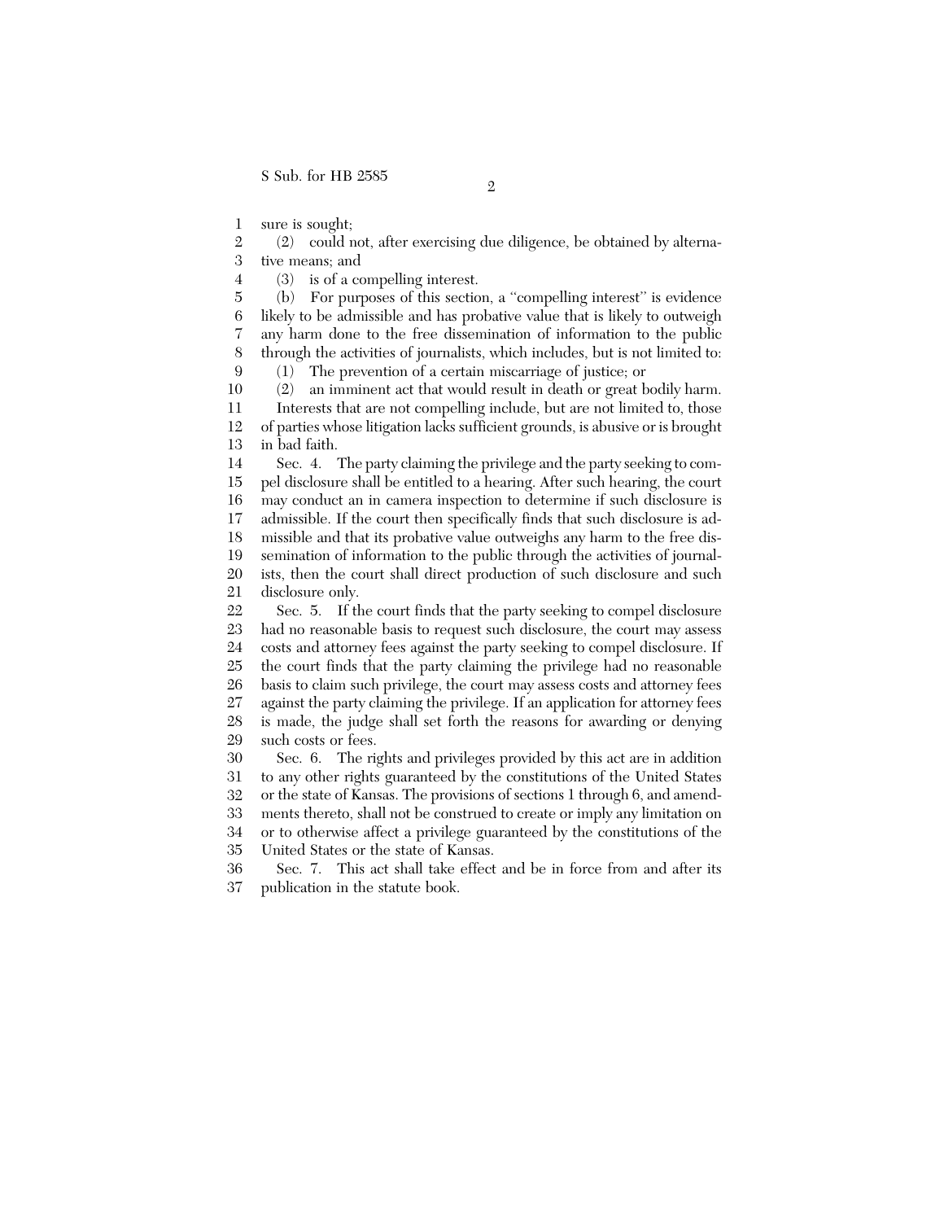sure is sought;

(2) could not, after exercising due diligence, be obtained by alternative means; and

(3) is of a compelling interest.

(b) For purposes of this section, a "compelling interest" is evidence likely to be admissible and has probative value that is likely to outweigh any harm done to the free dissemination of information to the public through the activities of journalists, which includes, but is not limited to:

(1) The prevention of a certain miscarriage of justice; or

(2) an imminent act that would result in death or great bodily harm.

Interests that are not compelling include, but are not limited to, those of parties whose litigation lacks sufficient grounds, is abusive or is brought in bad faith.

Sec. 4. The party claiming the privilege and the party seeking to compel disclosure shall be entitled to a hearing. After such hearing, the court may conduct an in camera inspection to determine if such disclosure is admissible. If the court then specifically finds that such disclosure is admissible and that its probative value outweighs any harm to the free dissemination of information to the public through the activities of journalists, then the court shall direct production of such disclosure and such disclosure only.

Sec. 5. If the court finds that the party seeking to compel disclosure had no reasonable basis to request such disclosure, the court may assess costs and attorney fees against the party seeking to compel disclosure. If the court finds that the party claiming the privilege had no reasonable basis to claim such privilege, the court may assess costs and attorney fees against the party claiming the privilege. If an application for attorney fees is made, the judge shall set forth the reasons for awarding or denying such costs or fees.

Sec. 6. The rights and privileges provided by this act are in addition to any other rights guaranteed by the constitutions of the United States or the state of Kansas. The provisions of sections 1 through 6, and amendments thereto, shall not be construed to create or imply any limitation on or to otherwise affect a privilege guaranteed by the constitutions of the United States or the state of Kansas.

Sec. 7. This act shall take effect and be in force from and after its publication in the statute book.